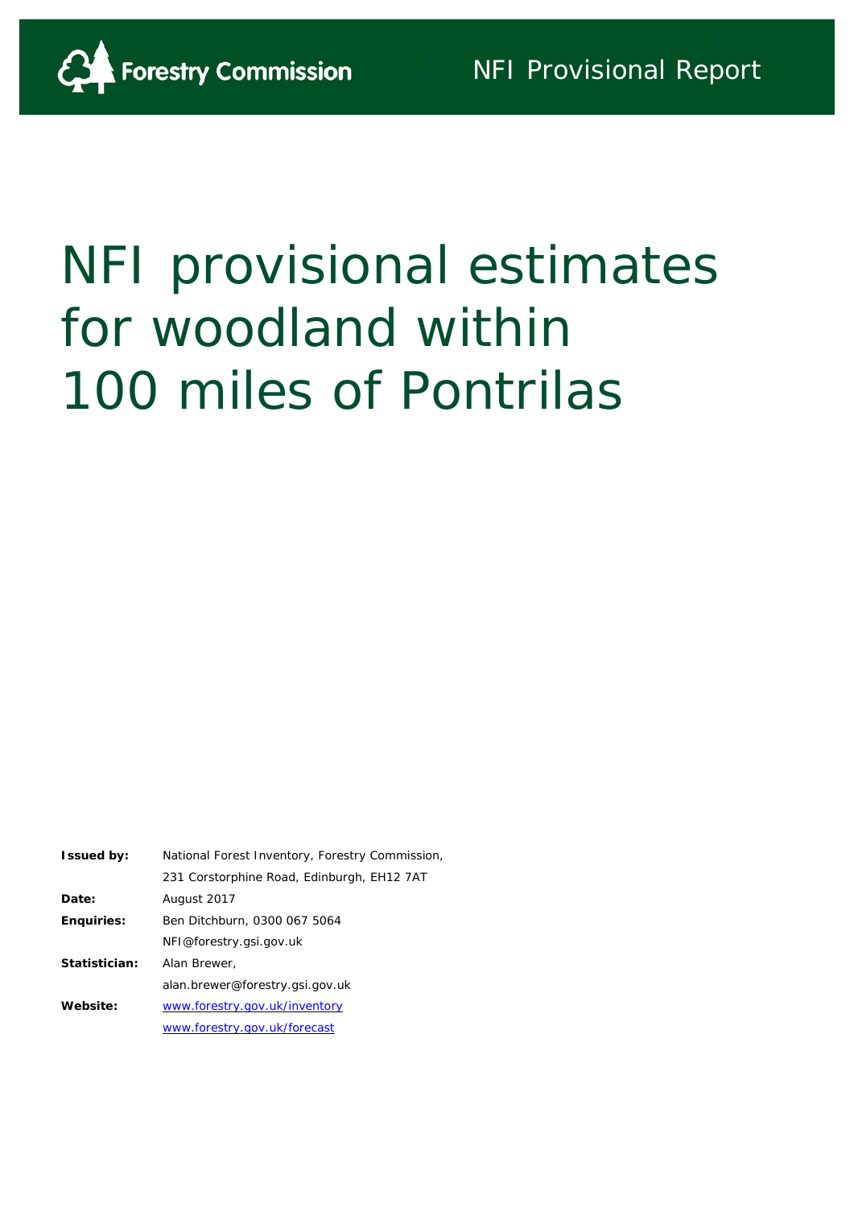Forestry Commission

NFI Provisional Report

# NFI provisional estimates for woodland within 100 miles of Pontrilas

| | |
|---|---|
| **Issued by:** | National Forest Inventory, Forestry Commission, |
| | 231 Corstorphine Road, Edinburgh, EH12 7AT |
| **Date:** | August 2017 |
| **Enquiries:** | Ben Ditchburn, 0300 067 5064 |
| | NFI@forestry.gsi.gov.uk |
| **Statistician:** | Alan Brewer, |
| | alan.brewer@forestry.gsi.gov.uk |
| **Website:** | www.forestry.gov.uk/inventory |
| | www.forestry.gov.uk/forecast |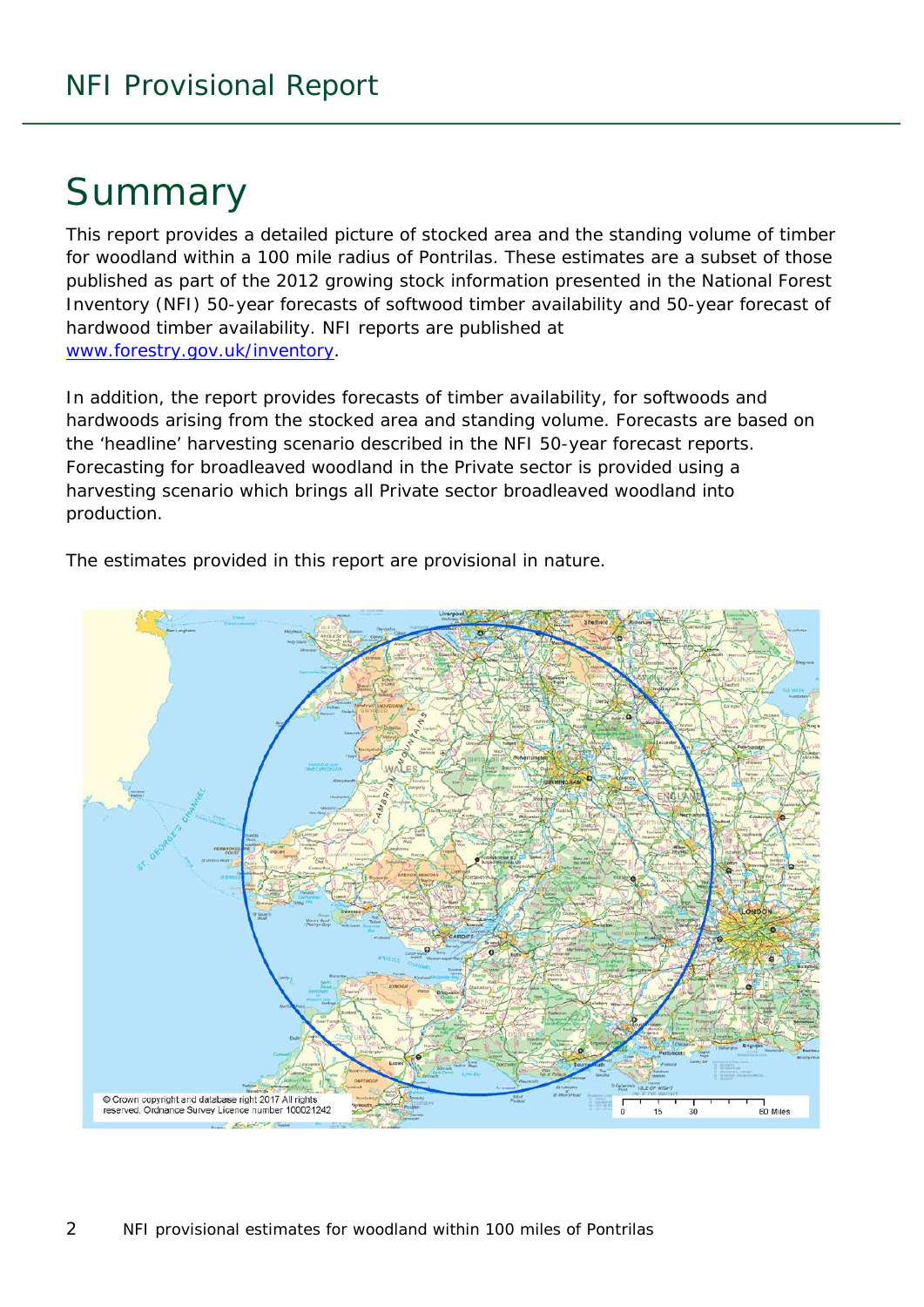# Summary

This report provides a detailed picture of stocked area and the standing volume of timber for woodland within a 100 mile radius of Pontrilas. These estimates are a subset of those published as part of the 2012 growing stock information presented in the National Forest Inventory (NFI) 50-year forecasts of softwood timber availability and 50-year forecast of hardwood timber availability. NFI reports are published at www.forestry.gov.uk/inventory.

In addition, the report provides forecasts of timber availability, for softwoods and hardwoods arising from the stocked area and standing volume. Forecasts are based on the 'headline' harvesting scenario described in the NFI 50-year forecast reports. Forecasting for broadleaved woodland in the Private sector is provided using a harvesting scenario which brings all Private sector broadleaved woodland into production.

The estimates provided in this report are provisional in nature.

© Crown copyright and database right 2017 All rights reserved. Ordnance Survey Licence number 100021242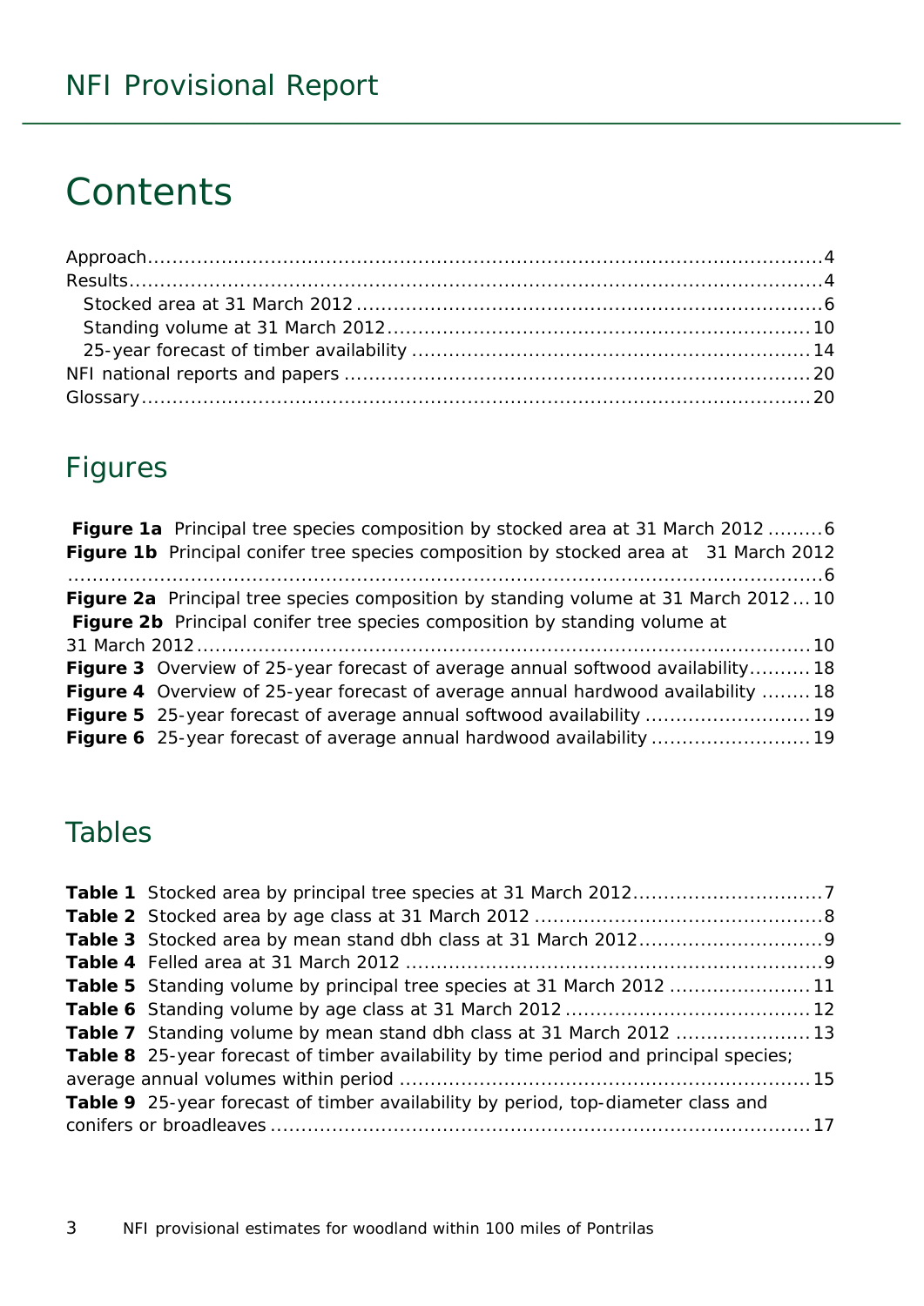# Contents

Approach....................................................................................................4
Results........................................................................................................4
  Stocked area at 31 March 2012 ..........................................................6
  Standing volume at 31 March 2012....................................................10
  25-year forecast of timber availability ................................................14
NFI national reports and papers ...........................................................20
Glossary....................................................................................................20

## Figures

**Figure 1a** Principal tree species composition by stocked area at 31 March 2012 .........6
**Figure 1b** Principal conifer tree species composition by stocked area at 31 March 2012 ..........6
**Figure 2a** Principal tree species composition by standing volume at 31 March 2012 ... 10
**Figure 2b** Principal conifer tree species composition by standing volume at 31 March 2012 .......... 10
**Figure 3** Overview of 25-year forecast of average annual softwood availability.......... 18
**Figure 4** Overview of 25-year forecast of average annual hardwood availability ........ 18
**Figure 5** 25-year forecast of average annual softwood availability ........................... 19
**Figure 6** 25-year forecast of average annual hardwood availability .......................... 19

## Tables

**Table 1** Stocked area by principal tree species at 31 March 2012..............................7
**Table 2** Stocked area by age class at 31 March 2012 ..............................................8
**Table 3** Stocked area by mean stand dbh class at 31 March 2012.............................9
**Table 4** Felled area at 31 March 2012 ...................................................................9
**Table 5** Standing volume by principal tree species at 31 March 2012 ...................... 11
**Table 6** Standing volume by age class at 31 March 2012 ....................................... 12
**Table 7** Standing volume by mean stand dbh class at 31 March 2012 ...................... 13
**Table 8** 25-year forecast of timber availability by time period and principal species; average annual volumes within period ................................................................. 15
**Table 9** 25-year forecast of timber availability by period, top-diameter class and conifers or broadleaves ....................................................................................... 17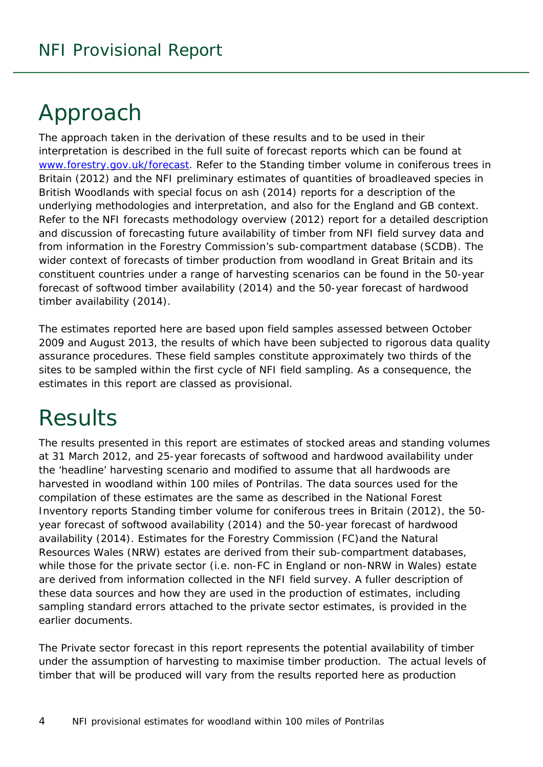# Approach

The approach taken in the derivation of these results and to be used in their interpretation is described in the full suite of forecast reports which can be found at www.forestry.gov.uk/forecast. Refer to the Standing timber volume in coniferous trees in Britain (2012) and the NFI preliminary estimates of quantities of broadleaved species in British Woodlands with special focus on ash (2014) reports for a description of the underlying methodologies and interpretation, and also for the England and GB context. Refer to the NFI forecasts methodology overview (2012) report for a detailed description and discussion of forecasting future availability of timber from NFI field survey data and from information in the Forestry Commission's sub-compartment database (SCDB). The wider context of forecasts of timber production from woodland in Great Britain and its constituent countries under a range of harvesting scenarios can be found in the 50-year forecast of softwood timber availability (2014) and the 50-year forecast of hardwood timber availability (2014).

The estimates reported here are based upon field samples assessed between October 2009 and August 2013, the results of which have been subjected to rigorous data quality assurance procedures. These field samples constitute approximately two thirds of the sites to be sampled within the first cycle of NFI field sampling. As a consequence, the estimates in this report are classed as provisional.

# Results

The results presented in this report are estimates of stocked areas and standing volumes at 31 March 2012, and 25-year forecasts of softwood and hardwood availability under the 'headline' harvesting scenario and modified to assume that all hardwoods are harvested in woodland within 100 miles of Pontrilas. The data sources used for the compilation of these estimates are the same as described in the National Forest Inventory reports Standing timber volume for coniferous trees in Britain (2012), the 50-year forecast of softwood availability (2014) and the 50-year forecast of hardwood availability (2014). Estimates for the Forestry Commission (FC)and the Natural Resources Wales (NRW) estates are derived from their sub-compartment databases, while those for the private sector (i.e. non-FC in England or non-NRW in Wales) estate are derived from information collected in the NFI field survey. A fuller description of these data sources and how they are used in the production of estimates, including sampling standard errors attached to the private sector estimates, is provided in the earlier documents.

The Private sector forecast in this report represents the potential availability of timber under the assumption of harvesting to maximise timber production. The actual levels of timber that will be produced will vary from the results reported here as production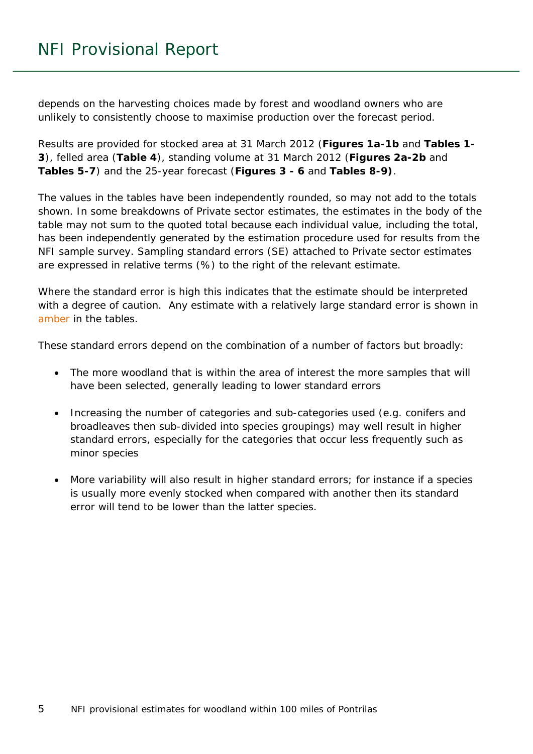depends on the harvesting choices made by forest and woodland owners who are unlikely to consistently choose to maximise production over the forecast period.

Results are provided for stocked area at 31 March 2012 (**Figures 1a-1b** and **Tables 1-3**), felled area (**Table 4**), standing volume at 31 March 2012 (**Figures 2a-2b** and **Tables 5-7**) and the 25-year forecast (**Figures 3 - 6** and **Tables 8-9)**.

The values in the tables have been independently rounded, so may not add to the totals shown. In some breakdowns of Private sector estimates, the estimates in the body of the table may not sum to the quoted total because each individual value, including the total, has been independently generated by the estimation procedure used for results from the NFI sample survey. Sampling standard errors (SE) attached to Private sector estimates are expressed in relative terms (%) to the right of the relevant estimate.

Where the standard error is high this indicates that the estimate should be interpreted with a degree of caution. Any estimate with a relatively large standard error is shown in amber in the tables.

These standard errors depend on the combination of a number of factors but broadly:

- The more woodland that is within the area of interest the more samples that will have been selected, generally leading to lower standard errors
- Increasing the number of categories and sub-categories used (e.g. conifers and broadleaves then sub-divided into species groupings) may well result in higher standard errors, especially for the categories that occur less frequently such as minor species
- More variability will also result in higher standard errors; for instance if a species is usually more evenly stocked when compared with another then its standard error will tend to be lower than the latter species.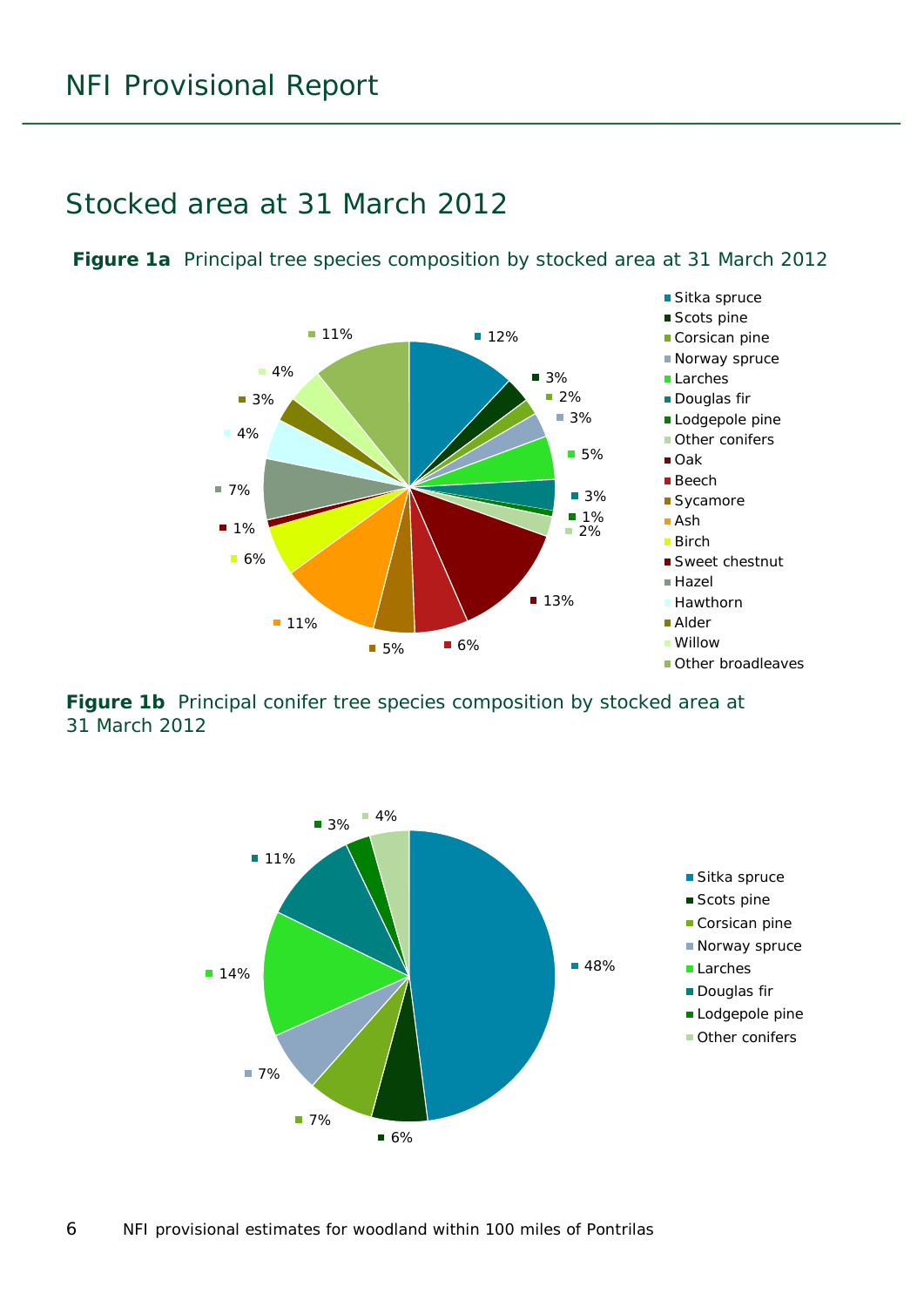# Stocked area at 31 March 2012

**Figure 1a** Principal tree species composition by stocked area at 31 March 2012

| Species | Percentage |
|---|---|
| Sitka spruce | 12% |
| Scots pine | 3% |
| Corsican pine | 2% |
| Norway spruce | 3% |
| Larches | 5% |
| Douglas fir | 3% |
| Lodgepole pine | 1% |
| Other conifers | 2% |
| Oak | 13% |
| Beech | 6% |
| Sycamore | 5% |
| Ash | 11% |
| Birch | 6% |
| Sweet chestnut | 1% |
| Hazel | 7% |
| Hawthorn | 4% |
| Alder | 3% |
| Willow | 4% |
| Other broadleaves | 11% |

**Figure 1b** Principal conifer tree species composition by stocked area at 31 March 2012

| Species | Percentage |
|---|---|
| Sitka spruce | 48% |
| Scots pine | 6% |
| Corsican pine | 7% |
| Norway spruce | 7% |
| Larches | 14% |
| Douglas fir | 11% |
| Lodgepole pine | 3% |
| Other conifers | 4% |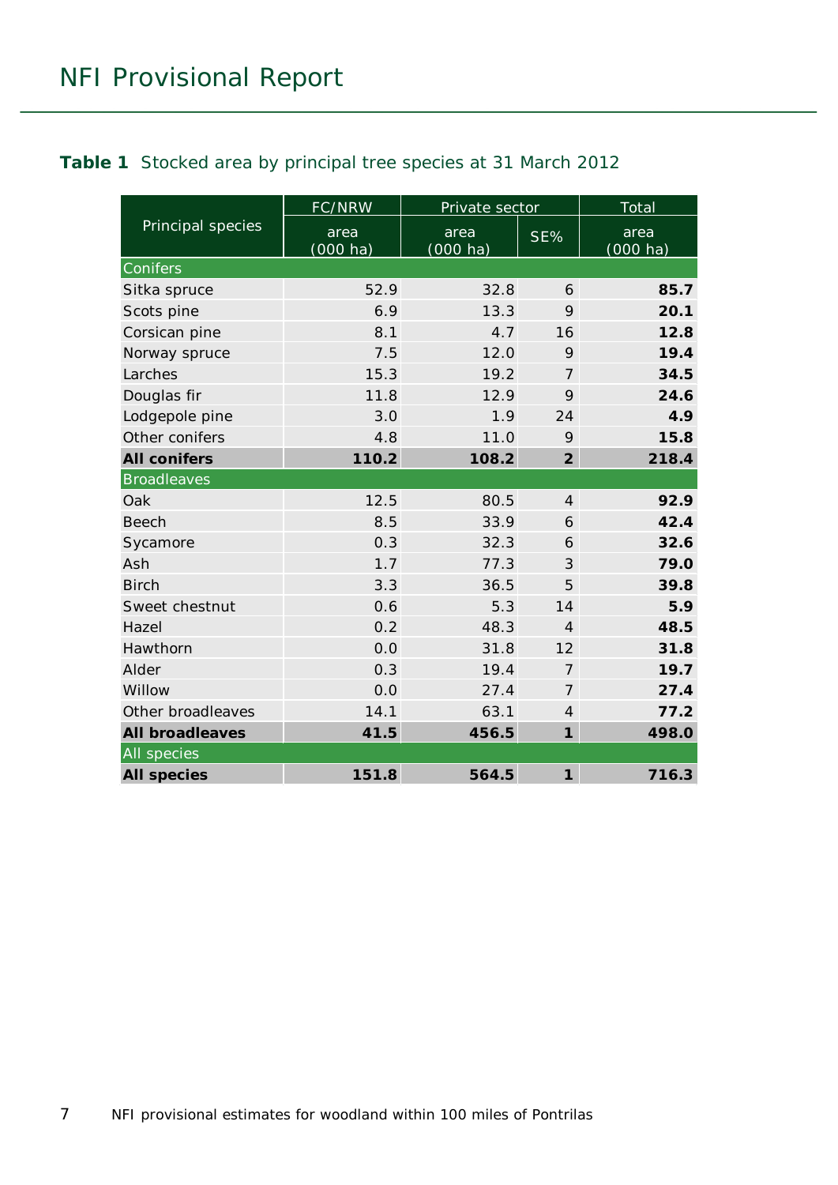**Table 1** Stocked area by principal tree species at 31 March 2012

| Principal species | FC/NRW | Private sector | | Total |
|---|---|---|---|---|
| | area (000 ha) | area (000 ha) | SE% | area (000 ha) |
| Conifers | | | | |
| Sitka spruce | 52.9 | 32.8 | 6 | **85.7** |
| Scots pine | 6.9 | 13.3 | 9 | **20.1** |
| Corsican pine | 8.1 | 4.7 | 16 | **12.8** |
| Norway spruce | 7.5 | 12.0 | 9 | **19.4** |
| Larches | 15.3 | 19.2 | 7 | **34.5** |
| Douglas fir | 11.8 | 12.9 | 9 | **24.6** |
| Lodgepole pine | 3.0 | 1.9 | 24 | **4.9** |
| Other conifers | 4.8 | 11.0 | 9 | **15.8** |
| **All conifers** | **110.2** | **108.2** | **2** | **218.4** |
| Broadleaves | | | | |
| Oak | 12.5 | 80.5 | 4 | **92.9** |
| Beech | 8.5 | 33.9 | 6 | **42.4** |
| Sycamore | 0.3 | 32.3 | 6 | **32.6** |
| Ash | 1.7 | 77.3 | 3 | **79.0** |
| Birch | 3.3 | 36.5 | 5 | **39.8** |
| Sweet chestnut | 0.6 | 5.3 | 14 | **5.9** |
| Hazel | 0.2 | 48.3 | 4 | **48.5** |
| Hawthorn | 0.0 | 31.8 | 12 | **31.8** |
| Alder | 0.3 | 19.4 | 7 | **19.7** |
| Willow | 0.0 | 27.4 | 7 | **27.4** |
| Other broadleaves | 14.1 | 63.1 | 4 | **77.2** |
| **All broadleaves** | **41.5** | **456.5** | **1** | **498.0** |
| All species | | | | |
| **All species** | **151.8** | **564.5** | **1** | **716.3** |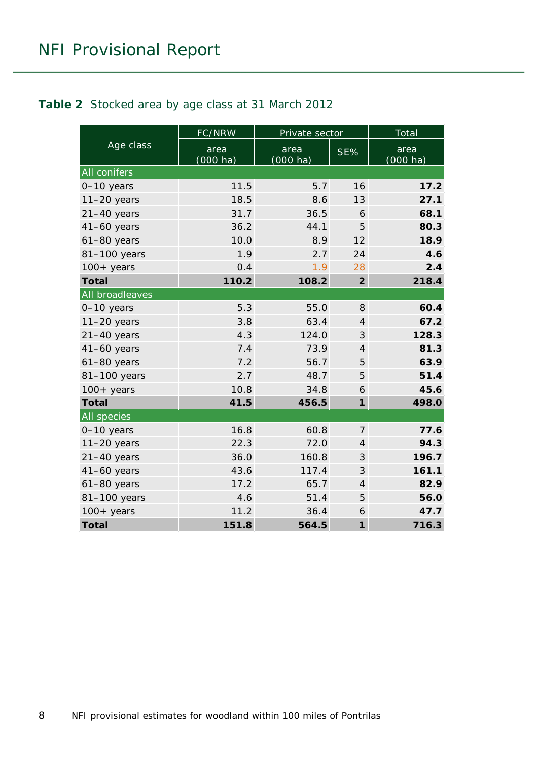**Table 2** Stocked area by age class at 31 March 2012

| Age class | FC/NRW | Private sector | | Total |
|---|---|---|---|---|
| | area (000 ha) | area (000 ha) | SE% | area (000 ha) |
| **All conifers** | | | | |
| 0–10 years | 11.5 | 5.7 | 16 | **17.2** |
| 11–20 years | 18.5 | 8.6 | 13 | **27.1** |
| 21–40 years | 31.7 | 36.5 | 6 | **68.1** |
| 41–60 years | 36.2 | 44.1 | 5 | **80.3** |
| 61–80 years | 10.0 | 8.9 | 12 | **18.9** |
| 81–100 years | 1.9 | 2.7 | 24 | **4.6** |
| 100+ years | 0.4 | 1.9 | 28 | **2.4** |
| **Total** | **110.2** | **108.2** | **2** | **218.4** |
| **All broadleaves** | | | | |
| 0–10 years | 5.3 | 55.0 | 8 | **60.4** |
| 11–20 years | 3.8 | 63.4 | 4 | **67.2** |
| 21–40 years | 4.3 | 124.0 | 3 | **128.3** |
| 41–60 years | 7.4 | 73.9 | 4 | **81.3** |
| 61–80 years | 7.2 | 56.7 | 5 | **63.9** |
| 81–100 years | 2.7 | 48.7 | 5 | **51.4** |
| 100+ years | 10.8 | 34.8 | 6 | **45.6** |
| **Total** | **41.5** | **456.5** | **1** | **498.0** |
| **All species** | | | | |
| 0–10 years | 16.8 | 60.8 | 7 | **77.6** |
| 11–20 years | 22.3 | 72.0 | 4 | **94.3** |
| 21–40 years | 36.0 | 160.8 | 3 | **196.7** |
| 41–60 years | 43.6 | 117.4 | 3 | **161.1** |
| 61–80 years | 17.2 | 65.7 | 4 | **82.9** |
| 81–100 years | 4.6 | 51.4 | 5 | **56.0** |
| 100+ years | 11.2 | 36.4 | 6 | **47.7** |
| **Total** | **151.8** | **564.5** | **1** | **716.3** |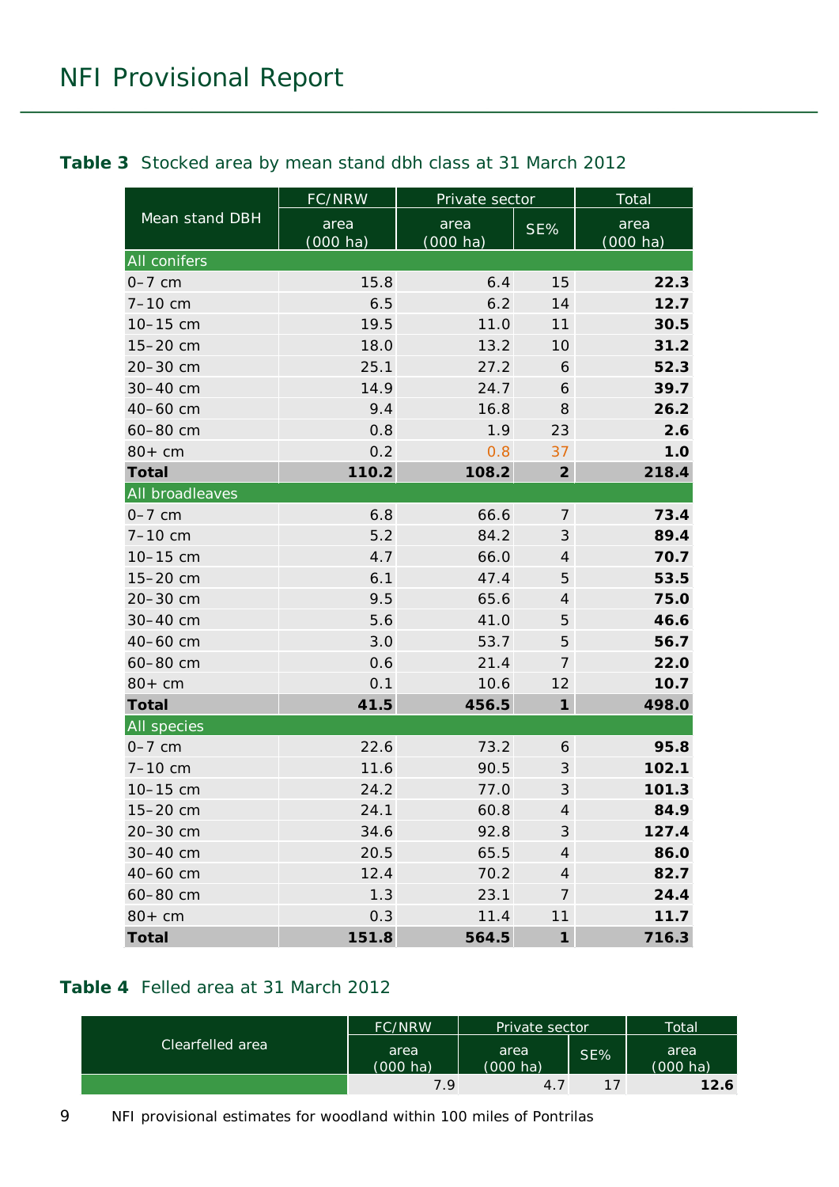**Table 3** Stocked area by mean stand dbh class at 31 March 2012

| Mean stand DBH | FC/NRW | Private sector | | Total |
|---|---|---|---|---|
| | area (000 ha) | area (000 ha) | SE% | area (000 ha) |
| **All conifers** | | | | |
| 0–7 cm | 15.8 | 6.4 | 15 | **22.3** |
| 7–10 cm | 6.5 | 6.2 | 14 | **12.7** |
| 10–15 cm | 19.5 | 11.0 | 11 | **30.5** |
| 15–20 cm | 18.0 | 13.2 | 10 | **31.2** |
| 20–30 cm | 25.1 | 27.2 | 6 | **52.3** |
| 30–40 cm | 14.9 | 24.7 | 6 | **39.7** |
| 40–60 cm | 9.4 | 16.8 | 8 | **26.2** |
| 60–80 cm | 0.8 | 1.9 | 23 | **2.6** |
| 80+ cm | 0.2 | 0.8 | 37 | **1.0** |
| **Total** | **110.2** | **108.2** | **2** | **218.4** |
| **All broadleaves** | | | | |
| 0–7 cm | 6.8 | 66.6 | 7 | **73.4** |
| 7–10 cm | 5.2 | 84.2 | 3 | **89.4** |
| 10–15 cm | 4.7 | 66.0 | 4 | **70.7** |
| 15–20 cm | 6.1 | 47.4 | 5 | **53.5** |
| 20–30 cm | 9.5 | 65.6 | 4 | **75.0** |
| 30–40 cm | 5.6 | 41.0 | 5 | **46.6** |
| 40–60 cm | 3.0 | 53.7 | 5 | **56.7** |
| 60–80 cm | 0.6 | 21.4 | 7 | **22.0** |
| 80+ cm | 0.1 | 10.6 | 12 | **10.7** |
| **Total** | **41.5** | **456.5** | **1** | **498.0** |
| **All species** | | | | |
| 0–7 cm | 22.6 | 73.2 | 6 | **95.8** |
| 7–10 cm | 11.6 | 90.5 | 3 | **102.1** |
| 10–15 cm | 24.2 | 77.0 | 3 | **101.3** |
| 15–20 cm | 24.1 | 60.8 | 4 | **84.9** |
| 20–30 cm | 34.6 | 92.8 | 3 | **127.4** |
| 30–40 cm | 20.5 | 65.5 | 4 | **86.0** |
| 40–60 cm | 12.4 | 70.2 | 4 | **82.7** |
| 60–80 cm | 1.3 | 23.1 | 7 | **24.4** |
| 80+ cm | 0.3 | 11.4 | 11 | **11.7** |
| **Total** | **151.8** | **564.5** | **1** | **716.3** |

**Table 4** Felled area at 31 March 2012

| Clearfelled area | FC/NRW | Private sector | | Total |
|---|---|---|---|---|
| | area (000 ha) | area (000 ha) | SE% | area (000 ha) |
| | 7.9 | 4.7 | 17 | **12.6** |

NFI provisional estimates for woodland within 100 miles of Pontrilas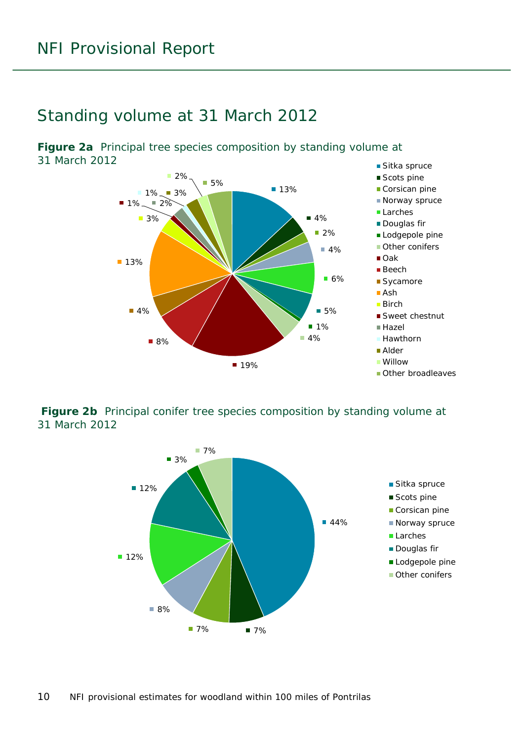## Standing volume at 31 March 2012

**Figure 2a** Principal tree species composition by standing volume at 31 March 2012

| Species | Percentage |
|---|---|
| Sitka spruce | 13% |
| Scots pine | 4% |
| Corsican pine | 2% |
| Norway spruce | 4% |
| Larches | 6% |
| Douglas fir | 5% |
| Lodgepole pine | 1% |
| Other conifers | 4% |
| Oak | 19% |
| Beech | 8% |
| Sycamore | 4% |
| Ash | 13% |
| Birch | 3% |
| Sweet chestnut | 1% |
| Hazel | 2% |
| Hawthorn | 1% |
| Alder | 3% |
| Willow | 2% |
| Other broadleaves | 5% |

**Figure 2b** Principal conifer tree species composition by standing volume at 31 March 2012

| Species | Percentage |
|---|---|
| Sitka spruce | 44% |
| Scots pine | 7% |
| Corsican pine | 7% |
| Norway spruce | 8% |
| Larches | 12% |
| Douglas fir | 12% |
| Lodgepole pine | 3% |
| Other conifers | 7% |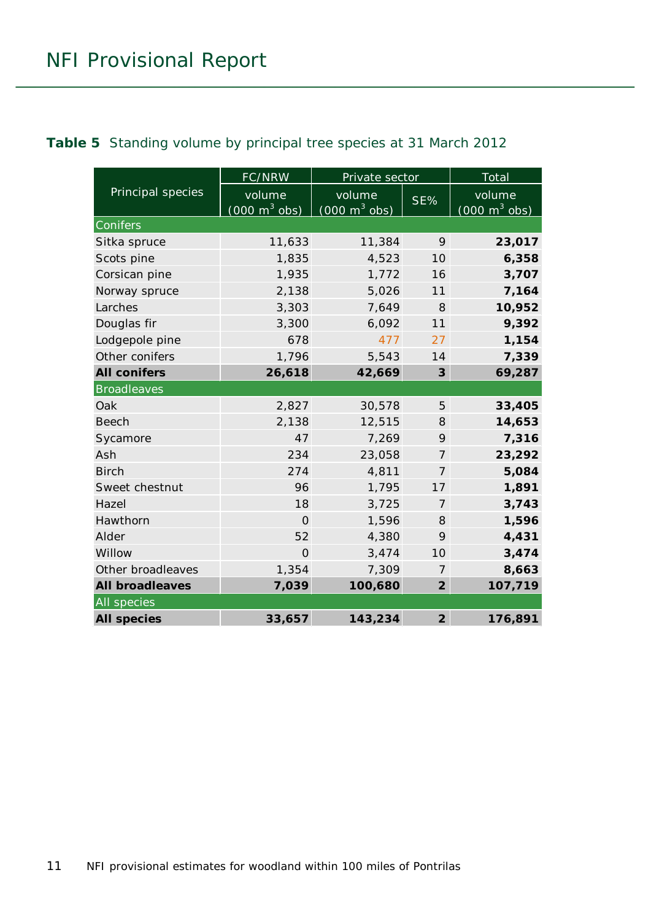**Table 5** Standing volume by principal tree species at 31 March 2012

| Principal species | FC/NRW | Private sector | | Total |
|---|---|---|---|---|
| | volume (000 $m^3$ obs) | volume (000 $m^3$ obs) | SE% | volume (000 $m^3$ obs) |
| Conifers | | | | |
| Sitka spruce | 11,633 | 11,384 | 9 | **23,017** |
| Scots pine | 1,835 | 4,523 | 10 | **6,358** |
| Corsican pine | 1,935 | 1,772 | 16 | **3,707** |
| Norway spruce | 2,138 | 5,026 | 11 | **7,164** |
| Larches | 3,303 | 7,649 | 8 | **10,952** |
| Douglas fir | 3,300 | 6,092 | 11 | **9,392** |
| Lodgepole pine | 678 | 477 | 27 | **1,154** |
| Other conifers | 1,796 | 5,543 | 14 | **7,339** |
| **All conifers** | **26,618** | **42,669** | **3** | **69,287** |
| Broadleaves | | | | |
| Oak | 2,827 | 30,578 | 5 | **33,405** |
| Beech | 2,138 | 12,515 | 8 | **14,653** |
| Sycamore | 47 | 7,269 | 9 | **7,316** |
| Ash | 234 | 23,058 | 7 | **23,292** |
| Birch | 274 | 4,811 | 7 | **5,084** |
| Sweet chestnut | 96 | 1,795 | 17 | **1,891** |
| Hazel | 18 | 3,725 | 7 | **3,743** |
| Hawthorn | 0 | 1,596 | 8 | **1,596** |
| Alder | 52 | 4,380 | 9 | **4,431** |
| Willow | 0 | 3,474 | 10 | **3,474** |
| Other broadleaves | 1,354 | 7,309 | 7 | **8,663** |
| **All broadleaves** | **7,039** | **100,680** | **2** | **107,719** |
| All species | | | | |
| **All species** | **33,657** | **143,234** | **2** | **176,891** |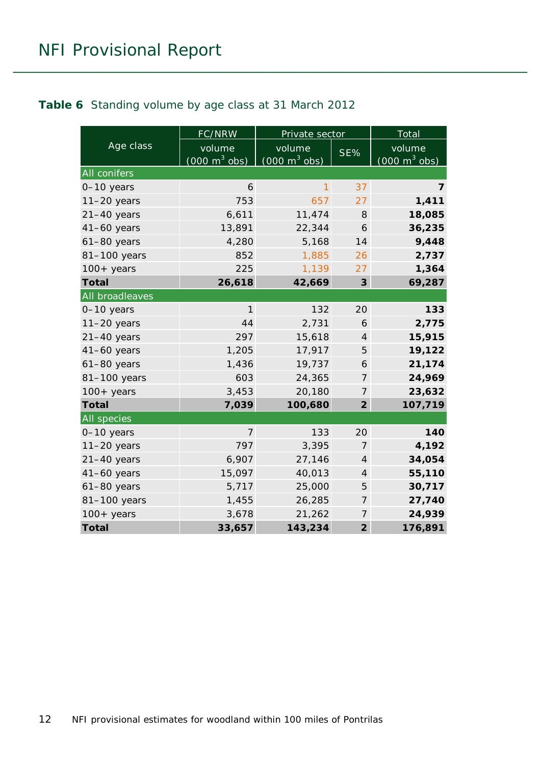**Table 6** Standing volume by age class at 31 March 2012

| Age class | FC/NRW | Private sector | | Total |
|---|---|---|---|---|
| | volume (000 $m^3$ obs) | volume (000 $m^3$ obs) | SE% | volume (000 $m^3$ obs) |
| **All conifers** | | | | |
| 0–10 years | 6 | 1 | 37 | **7** |
| 11–20 years | 753 | 657 | 27 | **1,411** |
| 21–40 years | 6,611 | 11,474 | 8 | **18,085** |
| 41–60 years | 13,891 | 22,344 | 6 | **36,235** |
| 61–80 years | 4,280 | 5,168 | 14 | **9,448** |
| 81–100 years | 852 | 1,885 | 26 | **2,737** |
| 100+ years | 225 | 1,139 | 27 | **1,364** |
| **Total** | **26,618** | **42,669** | **3** | **69,287** |
| **All broadleaves** | | | | |
| 0–10 years | 1 | 132 | 20 | **133** |
| 11–20 years | 44 | 2,731 | 6 | **2,775** |
| 21–40 years | 297 | 15,618 | 4 | **15,915** |
| 41–60 years | 1,205 | 17,917 | 5 | **19,122** |
| 61–80 years | 1,436 | 19,737 | 6 | **21,174** |
| 81–100 years | 603 | 24,365 | 7 | **24,969** |
| 100+ years | 3,453 | 20,180 | 7 | **23,632** |
| **Total** | **7,039** | **100,680** | **2** | **107,719** |
| **All species** | | | | |
| 0–10 years | 7 | 133 | 20 | **140** |
| 11–20 years | 797 | 3,395 | 7 | **4,192** |
| 21–40 years | 6,907 | 27,146 | 4 | **34,054** |
| 41–60 years | 15,097 | 40,013 | 4 | **55,110** |
| 61–80 years | 5,717 | 25,000 | 5 | **30,717** |
| 81–100 years | 1,455 | 26,285 | 7 | **27,740** |
| 100+ years | 3,678 | 21,262 | 7 | **24,939** |
| **Total** | **33,657** | **143,234** | **2** | **176,891** |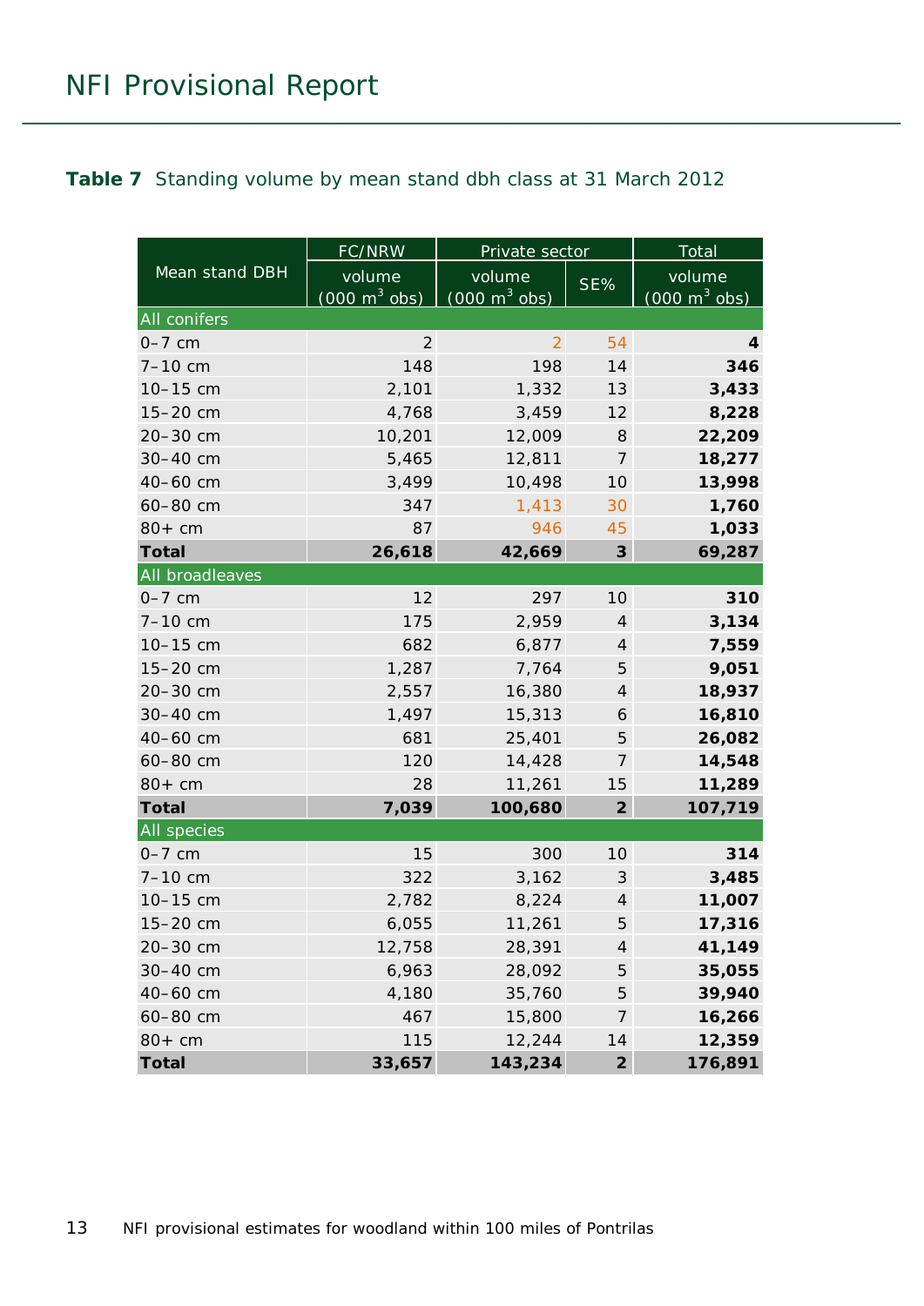**Table 7** Standing volume by mean stand dbh class at 31 March 2012

| Mean stand DBH | FC/NRW | Private sector | | Total |
|---|---|---|---|---|
| | volume (000 $m^3$ obs) | volume (000 $m^3$ obs) | SE% | volume (000 $m^3$ obs) |
| **All conifers** | | | | |
| 0–7 cm | 2 | 2 | 54 | **4** |
| 7–10 cm | 148 | 198 | 14 | **346** |
| 10–15 cm | 2,101 | 1,332 | 13 | **3,433** |
| 15–20 cm | 4,768 | 3,459 | 12 | **8,228** |
| 20–30 cm | 10,201 | 12,009 | 8 | **22,209** |
| 30–40 cm | 5,465 | 12,811 | 7 | **18,277** |
| 40–60 cm | 3,499 | 10,498 | 10 | **13,998** |
| 60–80 cm | 347 | 1,413 | 30 | **1,760** |
| 80+ cm | 87 | 946 | 45 | **1,033** |
| **Total** | **26,618** | **42,669** | **3** | **69,287** |
| **All broadleaves** | | | | |
| 0–7 cm | 12 | 297 | 10 | **310** |
| 7–10 cm | 175 | 2,959 | 4 | **3,134** |
| 10–15 cm | 682 | 6,877 | 4 | **7,559** |
| 15–20 cm | 1,287 | 7,764 | 5 | **9,051** |
| 20–30 cm | 2,557 | 16,380 | 4 | **18,937** |
| 30–40 cm | 1,497 | 15,313 | 6 | **16,810** |
| 40–60 cm | 681 | 25,401 | 5 | **26,082** |
| 60–80 cm | 120 | 14,428 | 7 | **14,548** |
| 80+ cm | 28 | 11,261 | 15 | **11,289** |
| **Total** | **7,039** | **100,680** | **2** | **107,719** |
| **All species** | | | | |
| 0–7 cm | 15 | 300 | 10 | **314** |
| 7–10 cm | 322 | 3,162 | 3 | **3,485** |
| 10–15 cm | 2,782 | 8,224 | 4 | **11,007** |
| 15–20 cm | 6,055 | 11,261 | 5 | **17,316** |
| 20–30 cm | 12,758 | 28,391 | 4 | **41,149** |
| 30–40 cm | 6,963 | 28,092 | 5 | **35,055** |
| 40–60 cm | 4,180 | 35,760 | 5 | **39,940** |
| 60–80 cm | 467 | 15,800 | 7 | **16,266** |
| 80+ cm | 115 | 12,244 | 14 | **12,359** |
| **Total** | **33,657** | **143,234** | **2** | **176,891** |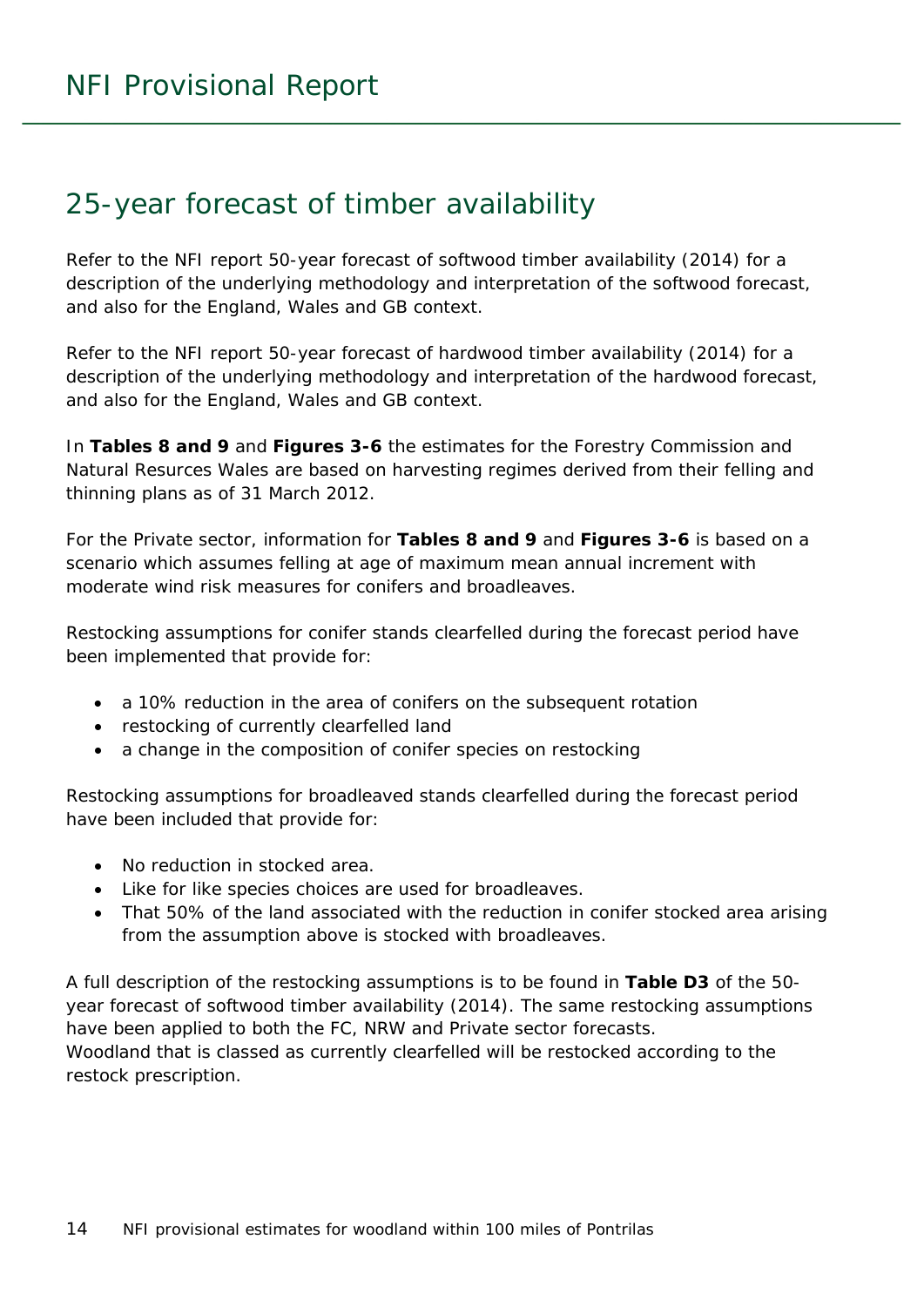# 25-year forecast of timber availability

Refer to the NFI report 50-year forecast of softwood timber availability (2014) for a description of the underlying methodology and interpretation of the softwood forecast, and also for the England, Wales and GB context.

Refer to the NFI report 50-year forecast of hardwood timber availability (2014) for a description of the underlying methodology and interpretation of the hardwood forecast, and also for the England, Wales and GB context.

In **Tables 8 and 9** and **Figures 3-6** the estimates for the Forestry Commission and Natural Resurces Wales are based on harvesting regimes derived from their felling and thinning plans as of 31 March 2012.

For the Private sector, information for **Tables 8 and 9** and **Figures 3-6** is based on a scenario which assumes felling at age of maximum mean annual increment with moderate wind risk measures for conifers and broadleaves.

Restocking assumptions for conifer stands clearfelled during the forecast period have been implemented that provide for:

- a 10% reduction in the area of conifers on the subsequent rotation
- restocking of currently clearfelled land
- a change in the composition of conifer species on restocking

Restocking assumptions for broadleaved stands clearfelled during the forecast period have been included that provide for:

- No reduction in stocked area.
- Like for like species choices are used for broadleaves.
- That 50% of the land associated with the reduction in conifer stocked area arising from the assumption above is stocked with broadleaves.

A full description of the restocking assumptions is to be found in **Table D3** of the 50-year forecast of softwood timber availability (2014). The same restocking assumptions have been applied to both the FC, NRW and Private sector forecasts.
Woodland that is classed as currently clearfelled will be restocked according to the restock prescription.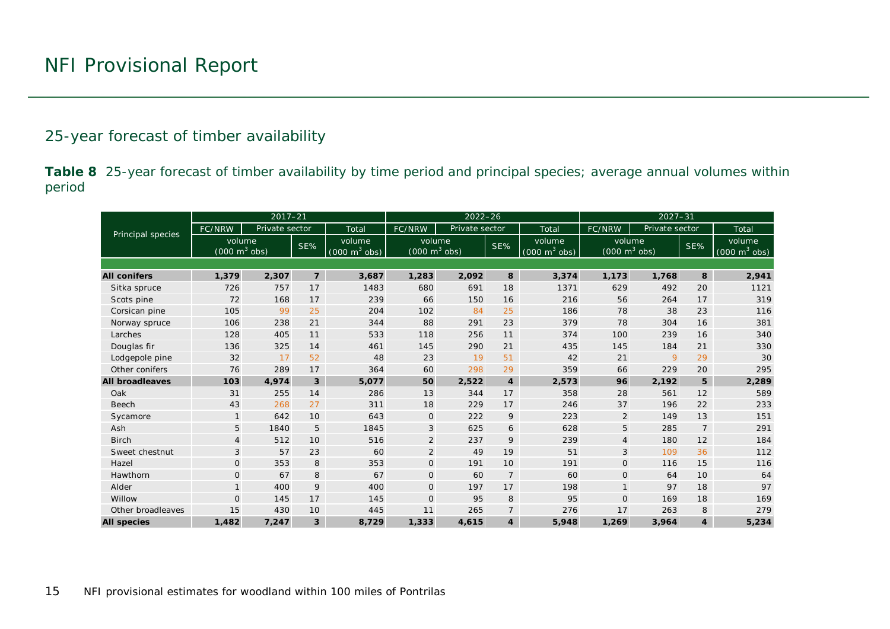## 25-year forecast of timber availability

**Table 8** 25-year forecast of timber availability by time period and principal species; average annual volumes within period

| Principal species | 2017–21 | | | | 2022–26 | | | | 2027–31 | | | |
|---|---|---|---|---|---|---|---|---|---|---|---|---|
| | FC/NRW | Private sector | | Total | FC/NRW | Private sector | | Total | FC/NRW | Private sector | | Total |
| | volume (000 m$^3$ obs) | | SE% | volume (000 m$^3$ obs) | volume (000 m$^3$ obs) | | SE% | volume (000 m$^3$ obs) | volume (000 m$^3$ obs) | | SE% | volume (000 m$^3$ obs) |
| **All conifers** | **1,379** | **2,307** | **7** | **3,687** | **1,283** | **2,092** | **8** | **3,374** | **1,173** | **1,768** | **8** | **2,941** |
| Sitka spruce | 726 | 757 | 17 | 1483 | 680 | 691 | 18 | 1371 | 629 | 492 | 20 | 1121 |
| Scots pine | 72 | 168 | 17 | 239 | 66 | 150 | 16 | 216 | 56 | 264 | 17 | 319 |
| Corsican pine | 105 | 99 | 25 | 204 | 102 | 84 | 25 | 186 | 78 | 38 | 23 | 116 |
| Norway spruce | 106 | 238 | 21 | 344 | 88 | 291 | 23 | 379 | 78 | 304 | 16 | 381 |
| Larches | 128 | 405 | 11 | 533 | 118 | 256 | 11 | 374 | 100 | 239 | 16 | 340 |
| Douglas fir | 136 | 325 | 14 | 461 | 145 | 290 | 21 | 435 | 145 | 184 | 21 | 330 |
| Lodgepole pine | 32 | 17 | 52 | 48 | 23 | 19 | 51 | 42 | 21 | 9 | 29 | 30 |
| Other conifers | 76 | 289 | 17 | 364 | 60 | 298 | 29 | 359 | 66 | 229 | 20 | 295 |
| **All broadleaves** | **103** | **4,974** | **3** | **5,077** | **50** | **2,522** | **4** | **2,573** | **96** | **2,192** | **5** | **2,289** |
| Oak | 31 | 255 | 14 | 286 | 13 | 344 | 17 | 358 | 28 | 561 | 12 | 589 |
| Beech | 43 | 268 | 27 | 311 | 18 | 229 | 17 | 246 | 37 | 196 | 22 | 233 |
| Sycamore | 1 | 642 | 10 | 643 | 0 | 222 | 9 | 223 | 2 | 149 | 13 | 151 |
| Ash | 5 | 1840 | 5 | 1845 | 3 | 625 | 6 | 628 | 5 | 285 | 7 | 291 |
| Birch | 4 | 512 | 10 | 516 | 2 | 237 | 9 | 239 | 4 | 180 | 12 | 184 |
| Sweet chestnut | 3 | 57 | 23 | 60 | 2 | 49 | 19 | 51 | 3 | 109 | 36 | 112 |
| Hazel | 0 | 353 | 8 | 353 | 0 | 191 | 10 | 191 | 0 | 116 | 15 | 116 |
| Hawthorn | 0 | 67 | 8 | 67 | 0 | 60 | 7 | 60 | 0 | 64 | 10 | 64 |
| Alder | 1 | 400 | 9 | 400 | 0 | 197 | 17 | 198 | 1 | 97 | 18 | 97 |
| Willow | 0 | 145 | 17 | 145 | 0 | 95 | 8 | 95 | 0 | 169 | 18 | 169 |
| Other broadleaves | 15 | 430 | 10 | 445 | 11 | 265 | 7 | 276 | 17 | 263 | 8 | 279 |
| **All species** | **1,482** | **7,247** | **3** | **8,729** | **1,333** | **4,615** | **4** | **5,948** | **1,269** | **3,964** | **4** | **5,234** |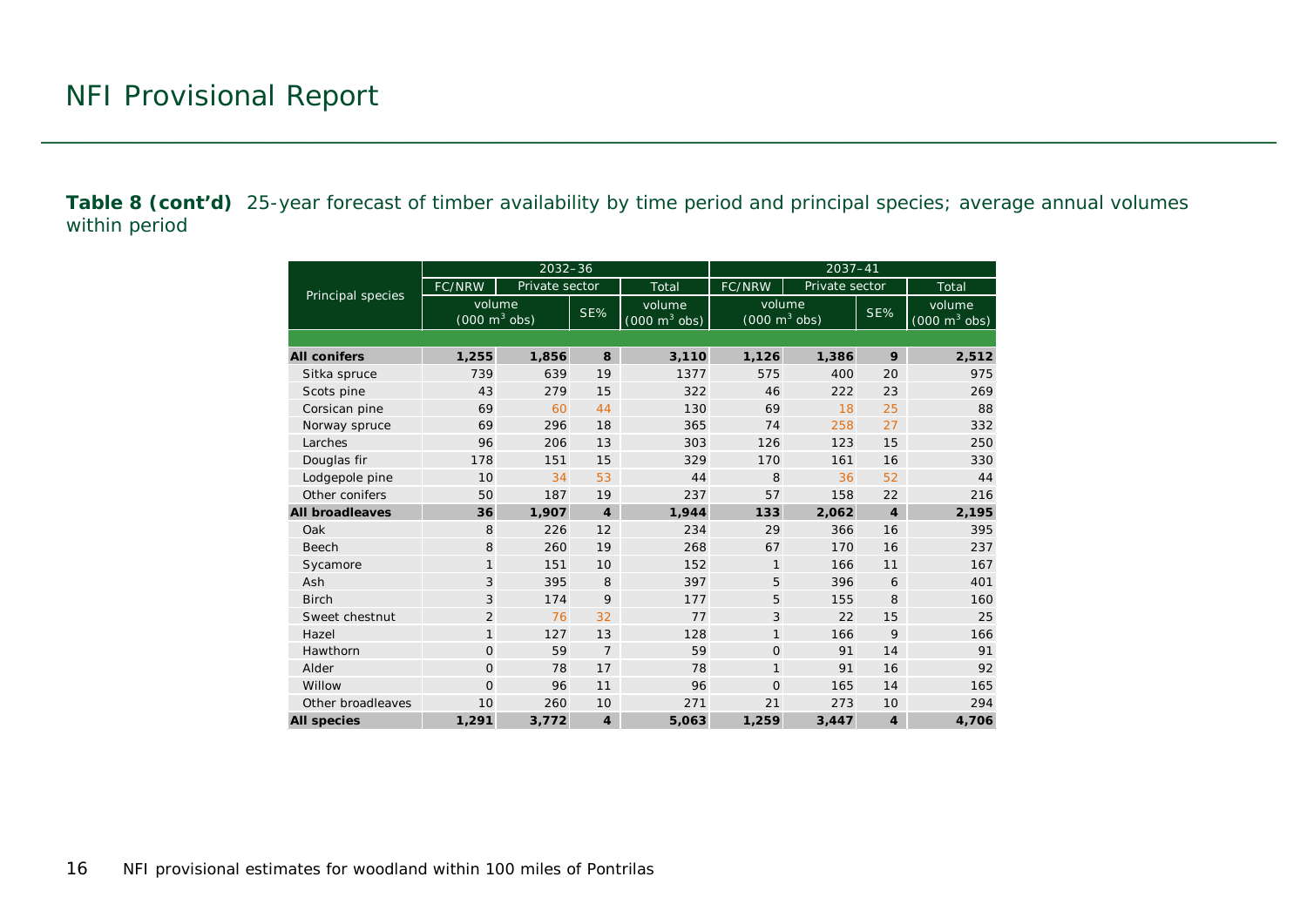**Table 8 (cont'd)** 25-year forecast of timber availability by time period and principal species; average annual volumes within period

| Principal species | 2032–36 | | | | 2037–41 | | | |
|---|---|---|---|---|---|---|---|---|
| | FC/NRW | Private sector | | Total | FC/NRW | Private sector | | Total |
| | volume (000 $m^3$ obs) | | SE% | volume (000 $m^3$ obs) | volume (000 $m^3$ obs) | | SE% | volume (000 $m^3$ obs) |
| **All conifers** | **1,255** | **1,856** | **8** | **3,110** | **1,126** | **1,386** | **9** | **2,512** |
| Sitka spruce | 739 | 639 | 19 | 1377 | 575 | 400 | 20 | 975 |
| Scots pine | 43 | 279 | 15 | 322 | 46 | 222 | 23 | 269 |
| Corsican pine | 69 | 60 | 44 | 130 | 69 | 18 | 25 | 88 |
| Norway spruce | 69 | 296 | 18 | 365 | 74 | 258 | 27 | 332 |
| Larches | 96 | 206 | 13 | 303 | 126 | 123 | 15 | 250 |
| Douglas fir | 178 | 151 | 15 | 329 | 170 | 161 | 16 | 330 |
| Lodgepole pine | 10 | 34 | 53 | 44 | 8 | 36 | 52 | 44 |
| Other conifers | 50 | 187 | 19 | 237 | 57 | 158 | 22 | 216 |
| **All broadleaves** | **36** | **1,907** | **4** | **1,944** | **133** | **2,062** | **4** | **2,195** |
| Oak | 8 | 226 | 12 | 234 | 29 | 366 | 16 | 395 |
| Beech | 8 | 260 | 19 | 268 | 67 | 170 | 16 | 237 |
| Sycamore | 1 | 151 | 10 | 152 | 1 | 166 | 11 | 167 |
| Ash | 3 | 395 | 8 | 397 | 5 | 396 | 6 | 401 |
| Birch | 3 | 174 | 9 | 177 | 5 | 155 | 8 | 160 |
| Sweet chestnut | 2 | 76 | 32 | 77 | 3 | 22 | 15 | 25 |
| Hazel | 1 | 127 | 13 | 128 | 1 | 166 | 9 | 166 |
| Hawthorn | 0 | 59 | 7 | 59 | 0 | 91 | 14 | 91 |
| Alder | 0 | 78 | 17 | 78 | 1 | 91 | 16 | 92 |
| Willow | 0 | 96 | 11 | 96 | 0 | 165 | 14 | 165 |
| Other broadleaves | 10 | 260 | 10 | 271 | 21 | 273 | 10 | 294 |
| **All species** | **1,291** | **3,772** | **4** | **5,063** | **1,259** | **3,447** | **4** | **4,706** |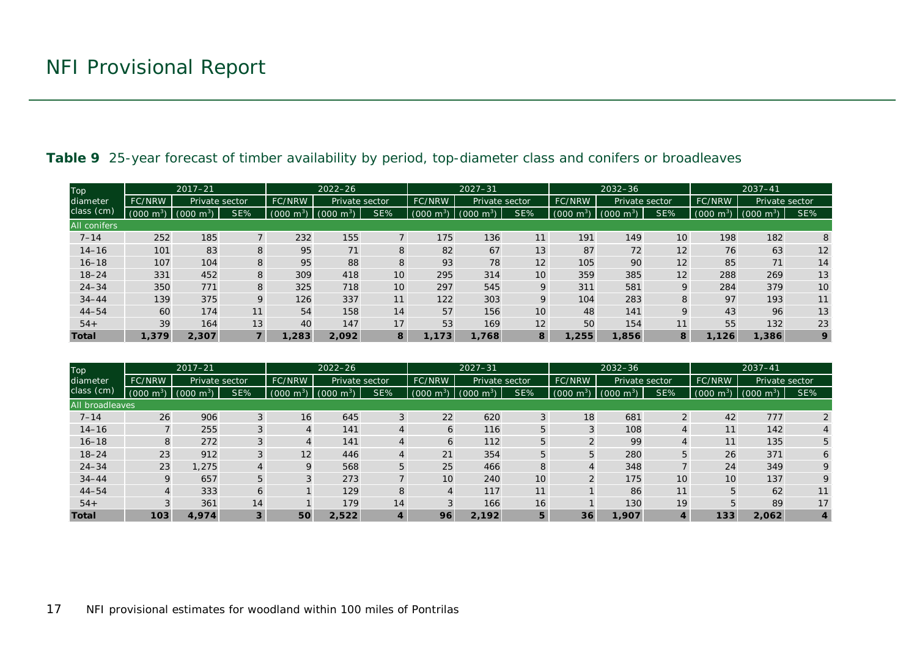**Table 9** 25-year forecast of timber availability by period, top-diameter class and conifers or broadleaves

| Top diameter class (cm) | 2017–21 | | | 2022–26 | | | 2027–31 | | | 2032–36 | | | 2037–41 | | |
|---|---|---|---|---|---|---|---|---|---|---|---|---|---|---|---|
| | FC/NRW | Private sector | | FC/NRW | Private sector | | FC/NRW | Private sector | | FC/NRW | Private sector | | FC/NRW | Private sector | |
| | (000 $m^3$) | (000 $m^3$) | SE% | (000 $m^3$) | (000 $m^3$) | SE% | (000 $m^3$) | (000 $m^3$) | SE% | (000 $m^3$) | (000 $m^3$) | SE% | (000 $m^3$) | (000 $m^3$) | SE% |
| All conifers | | | | | | | | | | | | | | | |
| 7–14 | 252 | 185 | 7 | 232 | 155 | 7 | 175 | 136 | 11 | 191 | 149 | 10 | 198 | 182 | 8 |
| 14–16 | 101 | 83 | 8 | 95 | 71 | 8 | 82 | 67 | 13 | 87 | 72 | 12 | 76 | 63 | 12 |
| 16–18 | 107 | 104 | 8 | 95 | 88 | 8 | 93 | 78 | 12 | 105 | 90 | 12 | 85 | 71 | 14 |
| 18–24 | 331 | 452 | 8 | 309 | 418 | 10 | 295 | 314 | 10 | 359 | 385 | 12 | 288 | 269 | 13 |
| 24–34 | 350 | 771 | 8 | 325 | 718 | 10 | 297 | 545 | 9 | 311 | 581 | 9 | 284 | 379 | 10 |
| 34–44 | 139 | 375 | 9 | 126 | 337 | 11 | 122 | 303 | 9 | 104 | 283 | 8 | 97 | 193 | 11 |
| 44–54 | 60 | 174 | 11 | 54 | 158 | 14 | 57 | 156 | 10 | 48 | 141 | 9 | 43 | 96 | 13 |
| 54+ | 39 | 164 | 13 | 40 | 147 | 17 | 53 | 169 | 12 | 50 | 154 | 11 | 55 | 132 | 23 |
| **Total** | **1,379** | **2,307** | **7** | **1,283** | **2,092** | **8** | **1,173** | **1,768** | **8** | **1,255** | **1,856** | **8** | **1,126** | **1,386** | **9** |

| Top diameter class (cm) | 2017–21 | | | 2022–26 | | | 2027–31 | | | 2032–36 | | | 2037–41 | | |
|---|---|---|---|---|---|---|---|---|---|---|---|---|---|---|---|
| | FC/NRW | Private sector | | FC/NRW | Private sector | | FC/NRW | Private sector | | FC/NRW | Private sector | | FC/NRW | Private sector | |
| | (000 $m^3$) | (000 $m^3$) | SE% | (000 $m^3$) | (000 $m^3$) | SE% | (000 $m^3$) | (000 $m^3$) | SE% | (000 $m^3$) | (000 $m^3$) | SE% | (000 $m^3$) | (000 $m^3$) | SE% |
| All broadleaves | | | | | | | | | | | | | | | |
| 7–14 | 26 | 906 | 3 | 16 | 645 | 3 | 22 | 620 | 3 | 18 | 681 | 2 | 42 | 777 | 2 |
| 14–16 | 7 | 255 | 3 | 4 | 141 | 4 | 6 | 116 | 5 | 3 | 108 | 4 | 11 | 142 | 4 |
| 16–18 | 8 | 272 | 3 | 4 | 141 | 4 | 6 | 112 | 5 | 2 | 99 | 4 | 11 | 135 | 5 |
| 18–24 | 23 | 912 | 3 | 12 | 446 | 4 | 21 | 354 | 5 | 5 | 280 | 5 | 26 | 371 | 6 |
| 24–34 | 23 | 1,275 | 4 | 9 | 568 | 5 | 25 | 466 | 8 | 4 | 348 | 7 | 24 | 349 | 9 |
| 34–44 | 9 | 657 | 5 | 3 | 273 | 7 | 10 | 240 | 10 | 2 | 175 | 10 | 10 | 137 | 9 |
| 44–54 | 4 | 333 | 6 | 1 | 129 | 8 | 4 | 117 | 11 | 1 | 86 | 11 | 5 | 62 | 11 |
| 54+ | 3 | 361 | 14 | 1 | 179 | 14 | 3 | 166 | 16 | 1 | 130 | 19 | 5 | 89 | 17 |
| **Total** | **103** | **4,974** | **3** | **50** | **2,522** | **4** | **96** | **2,192** | **5** | **36** | **1,907** | **4** | **133** | **2,062** | **4** |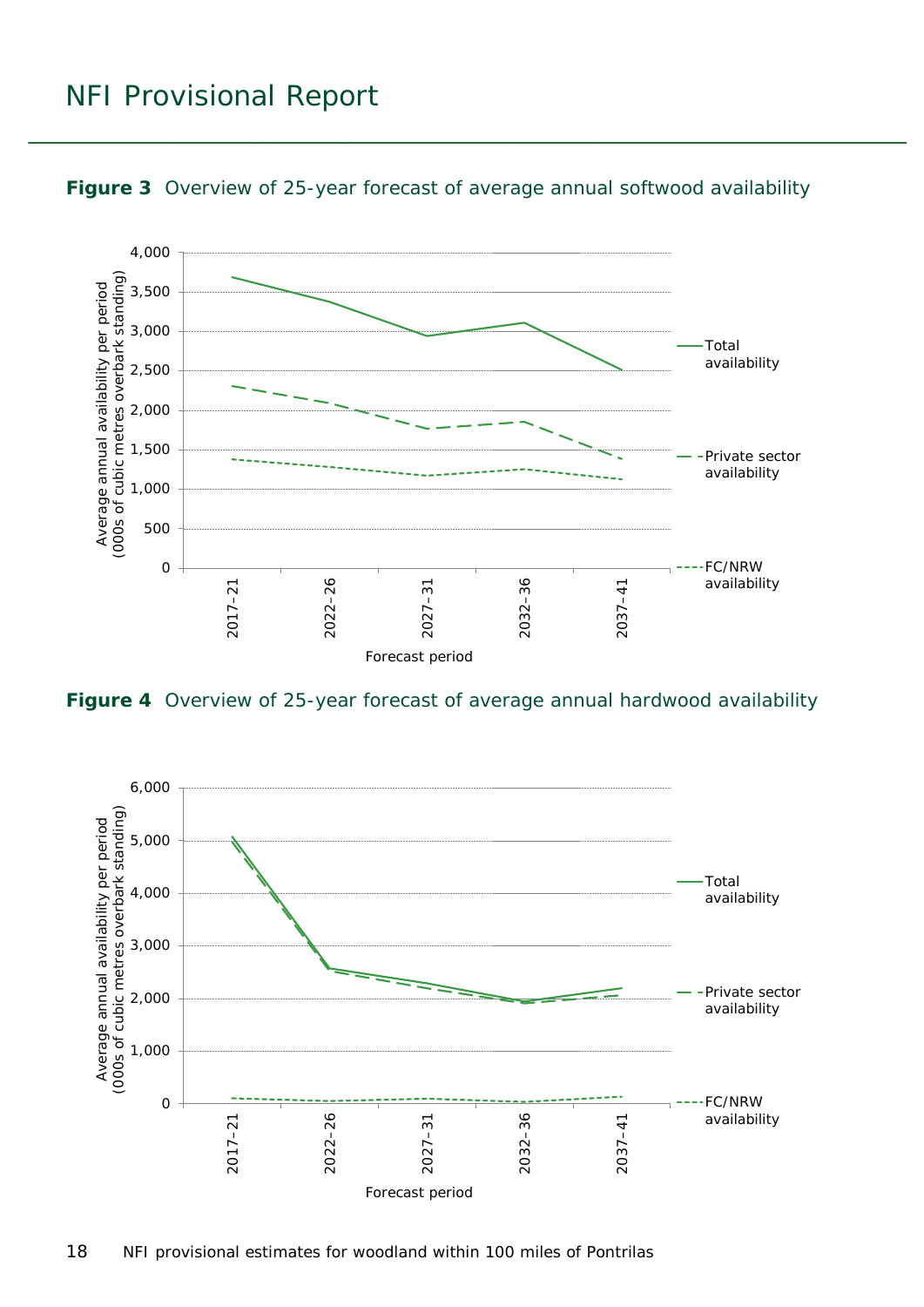**Figure 3** Overview of 25-year forecast of average annual softwood availability

**Figure 4** Overview of 25-year forecast of average annual hardwood availability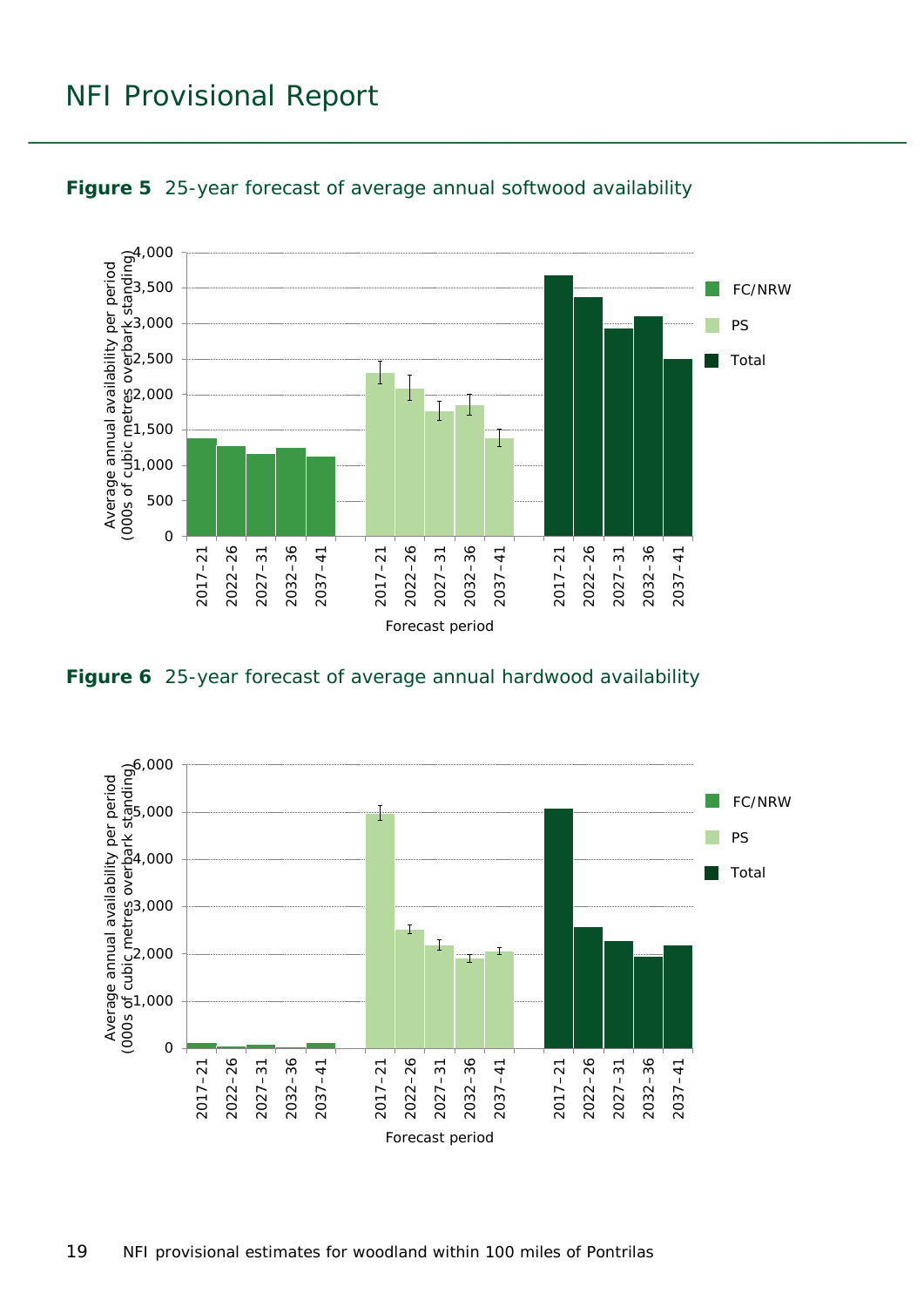**Figure 5** 25-year forecast of average annual softwood availability

**Figure 6** 25-year forecast of average annual hardwood availability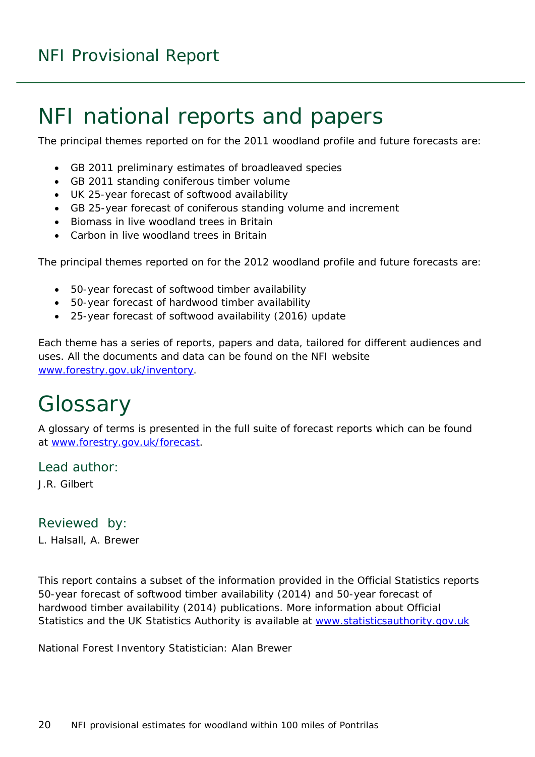# NFI national reports and papers

The principal themes reported on for the 2011 woodland profile and future forecasts are:

- GB 2011 preliminary estimates of broadleaved species
- GB 2011 standing coniferous timber volume
- UK 25-year forecast of softwood availability
- GB 25-year forecast of coniferous standing volume and increment
- Biomass in live woodland trees in Britain
- Carbon in live woodland trees in Britain

The principal themes reported on for the 2012 woodland profile and future forecasts are:

- 50-year forecast of softwood timber availability
- 50-year forecast of hardwood timber availability
- 25-year forecast of softwood availability (2016) update

Each theme has a series of reports, papers and data, tailored for different audiences and uses. All the documents and data can be found on the NFI website www.forestry.gov.uk/inventory.

# Glossary

A glossary of terms is presented in the full suite of forecast reports which can be found at www.forestry.gov.uk/forecast.

## Lead author:

J.R. Gilbert

## Reviewed by:

L. Halsall, A. Brewer

This report contains a subset of the information provided in the Official Statistics reports 50-year forecast of softwood timber availability (2014) and 50-year forecast of hardwood timber availability (2014) publications. More information about Official Statistics and the UK Statistics Authority is available at www.statisticsauthority.gov.uk

National Forest Inventory Statistician: Alan Brewer